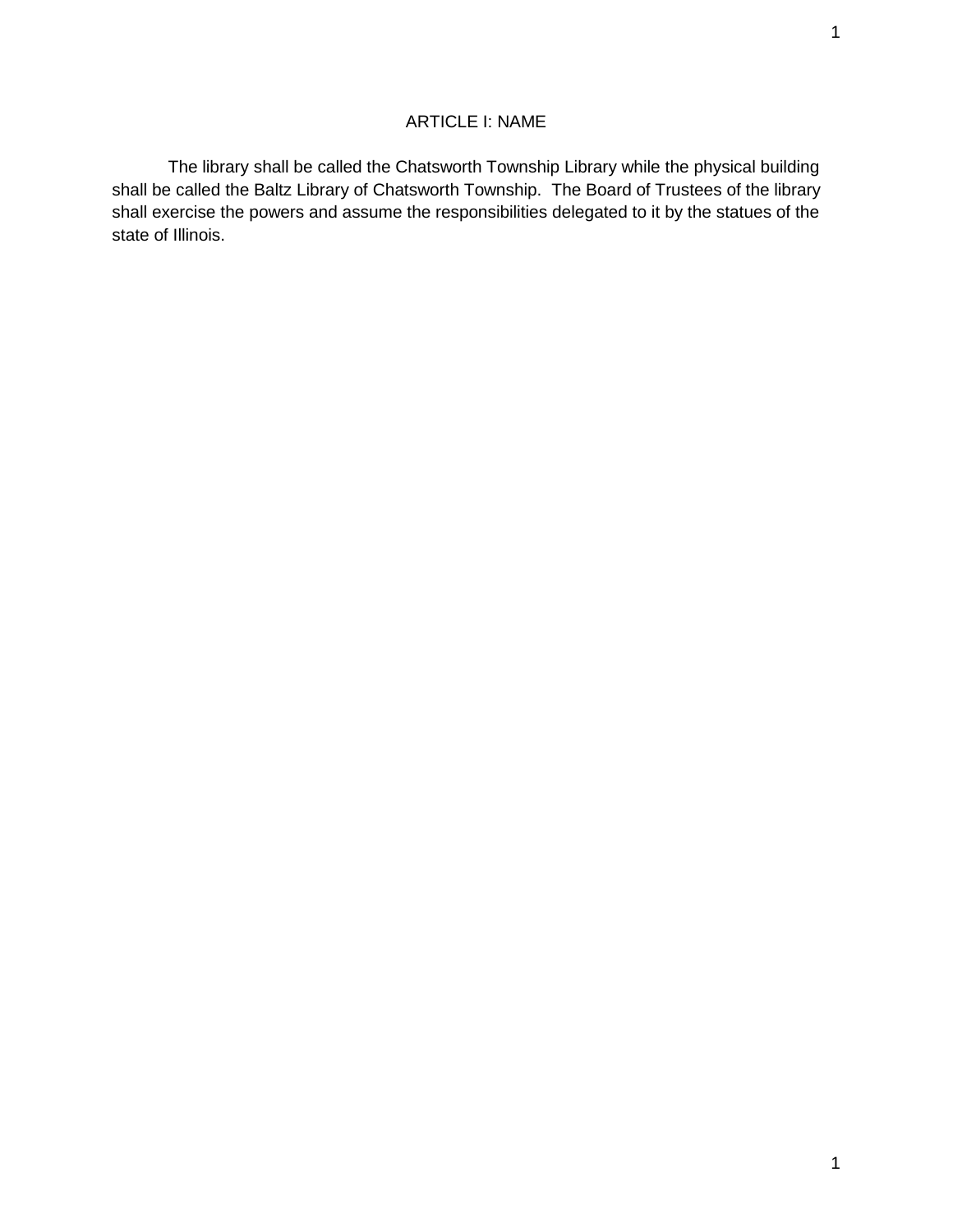## ARTICLE I: NAME

The library shall be called the Chatsworth Township Library while the physical building shall be called the Baltz Library of Chatsworth Township. The Board of Trustees of the library shall exercise the powers and assume the responsibilities delegated to it by the statues of the state of Illinois.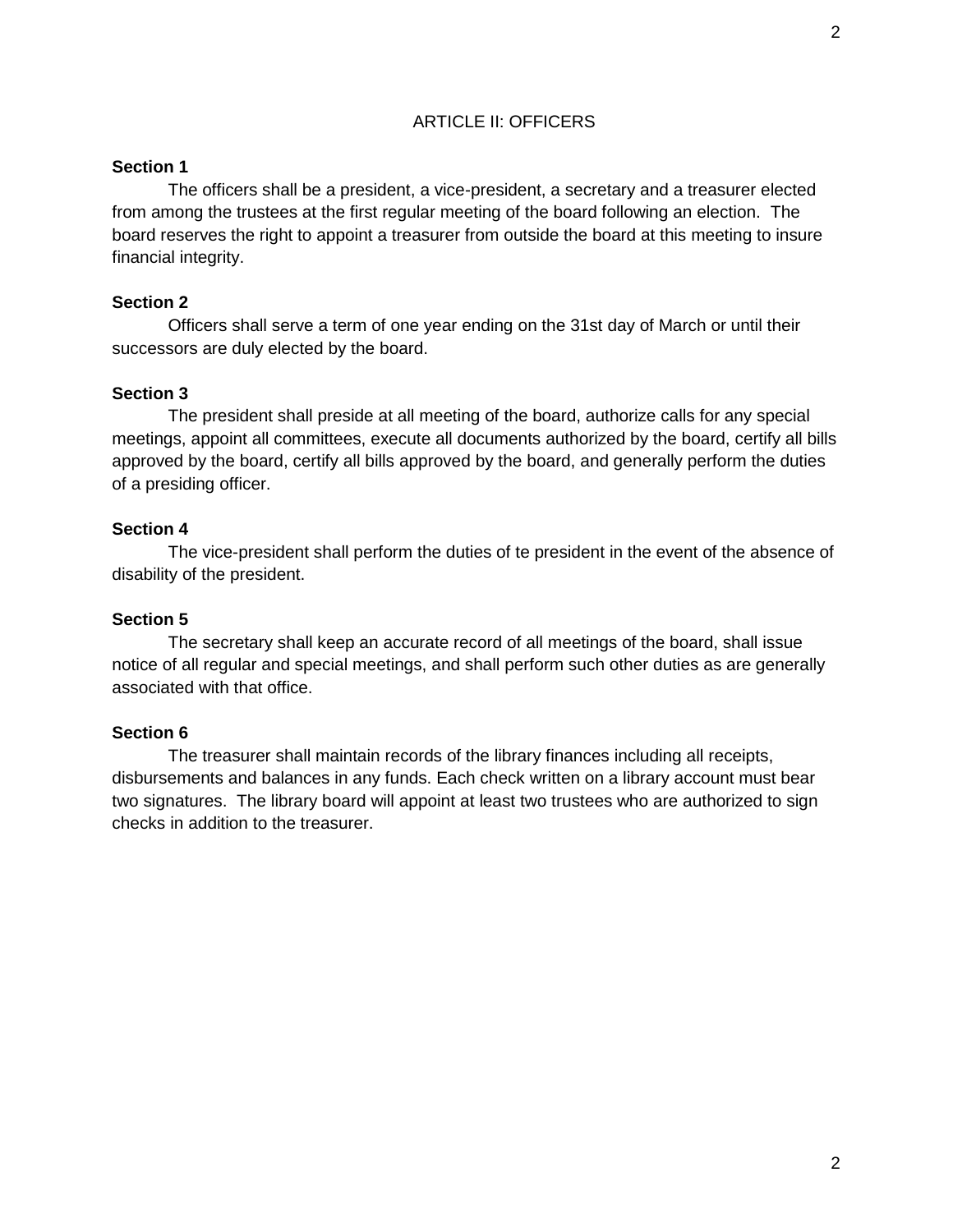## ARTICLE II: OFFICERS

**Section 1**

The officers shall be a president, a vice-president, a secretary and a treasurer elected from among the trustees at the first regular meeting of the board following an election. The board reserves the right to appoint a treasurer from outside the board at this meeting to insure financial integrity.

**Section 2**

Officers shall serve a term of one year ending on the 31st day of March or until their successors are duly elected by the board.

**Section 3**

The president shall preside at all meeting of the board, authorize calls for any special meetings, appoint all committees, execute all documents authorized by the board, certify all bills approved by the board, certify all bills approved by the board, and generally perform the duties of a presiding officer.

**Section 4**

The vice-president shall perform the duties of te president in the event of the absence of disability of the president.

**Section 5**

The secretary shall keep an accurate record of all meetings of the board, shall issue notice of all regular and special meetings, and shall perform such other duties as are generally associated with that office.

**Section 6**

The treasurer shall maintain records of the library finances including all receipts, disbursements and balances in any funds. Each check written on a library account must bear two signatures. The library board will appoint at least two trustees who are authorized to sign checks in addition to the treasurer.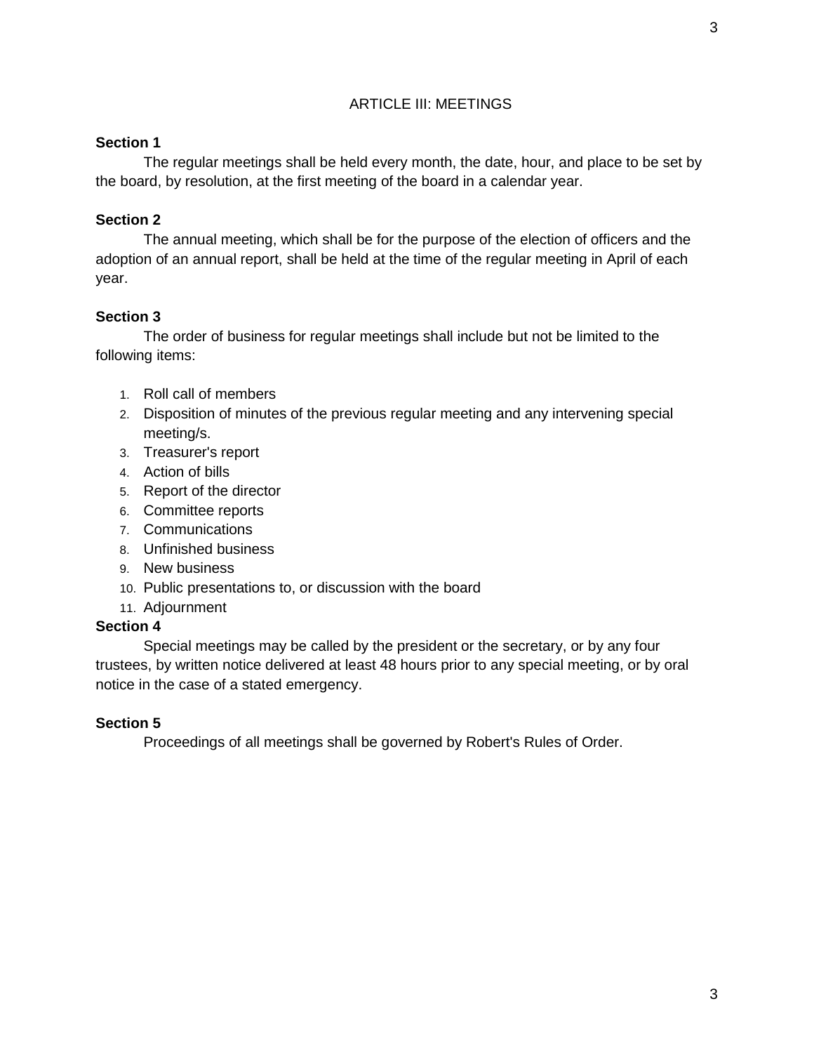## ARTICLE III: MEETINGS

**Section 1**

The regular meetings shall be held every month, the date, hour, and place to be set by the board, by resolution, at the first meeting of the board in a calendar year.

**Section 2**

The annual meeting, which shall be for the purpose of the election of officers and the adoption of an annual report, shall be held at the time of the regular meeting in April of each year.

**Section 3**

The order of business for regular meetings shall include but not be limited to the following items:

1. Roll call of members
2. Disposition of minutes of the previous regular meeting and any intervening special meeting/s.
3. Treasurer's report
4. Action of bills
5. Report of the director
6. Committee reports
7. Communications
8. Unfinished business
9. New business
10. Public presentations to, or discussion with the board
11. Adjournment

**Section 4**

Special meetings may be called by the president or the secretary, or by any four trustees, by written notice delivered at least 48 hours prior to any special meeting, or by oral notice in the case of a stated emergency.

**Section 5**

Proceedings of all meetings shall be governed by Robert's Rules of Order.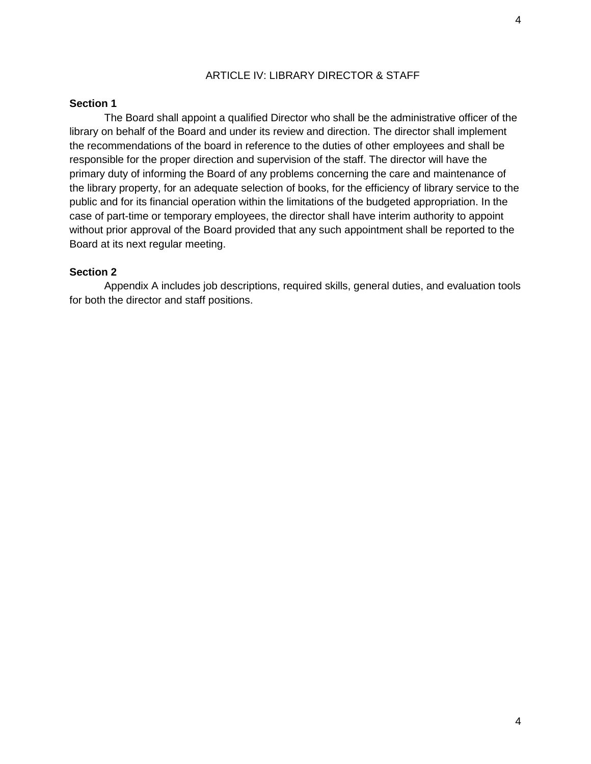# ARTICLE IV: LIBRARY DIRECTOR & STAFF

**Section 1**

The Board shall appoint a qualified Director who shall be the administrative officer of the library on behalf of the Board and under its review and direction. The director shall implement the recommendations of the board in reference to the duties of other employees and shall be responsible for the proper direction and supervision of the staff. The director will have the primary duty of informing the Board of any problems concerning the care and maintenance of the library property, for an adequate selection of books, for the efficiency of library service to the public and for its financial operation within the limitations of the budgeted appropriation. In the case of part-time or temporary employees, the director shall have interim authority to appoint without prior approval of the Board provided that any such appointment shall be reported to the Board at its next regular meeting.

**Section 2**

Appendix A includes job descriptions, required skills, general duties, and evaluation tools for both the director and staff positions.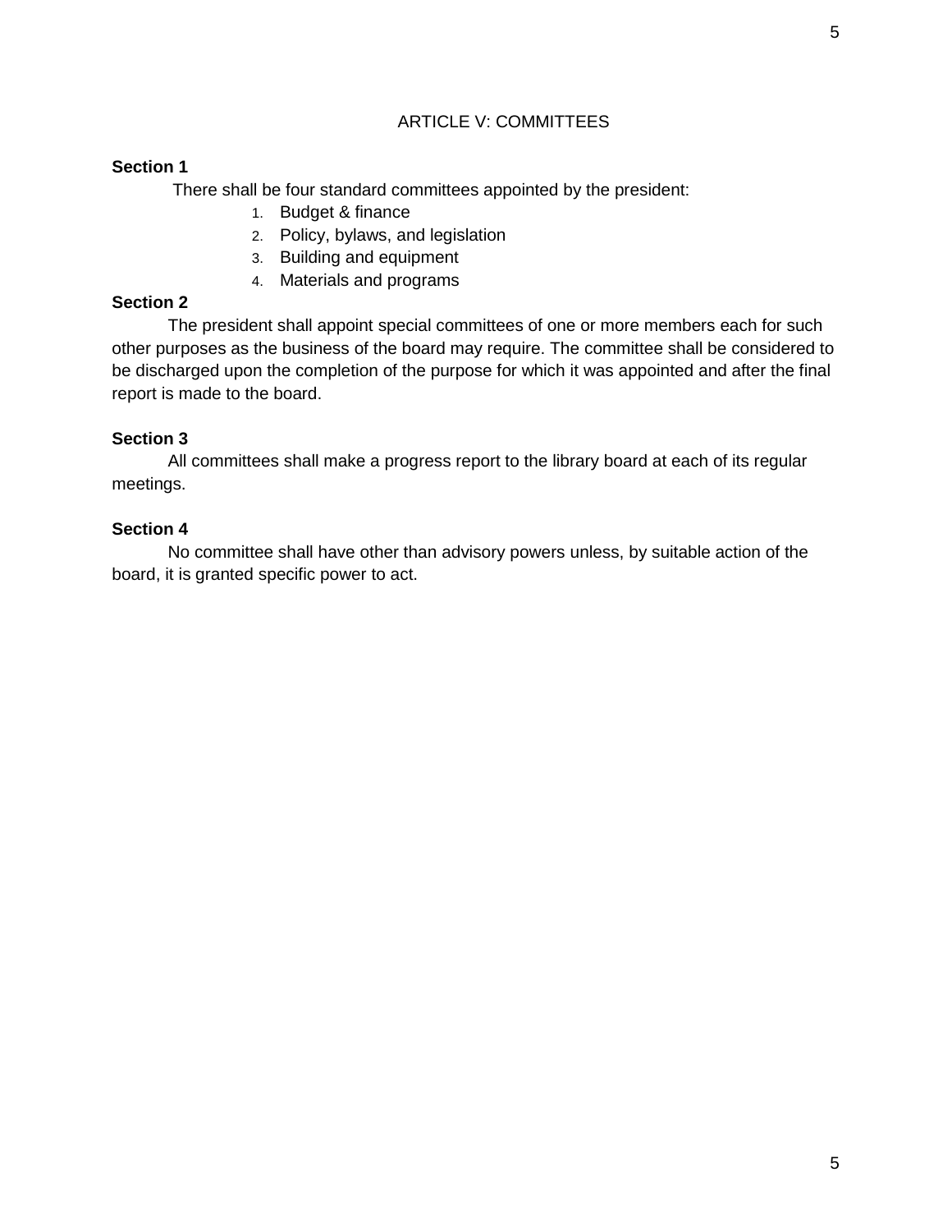# ARTICLE V: COMMITTEES

**Section 1**

There shall be four standard committees appointed by the president:

1. Budget & finance
2. Policy, bylaws, and legislation
3. Building and equipment
4. Materials and programs

**Section 2**

The president shall appoint special committees of one or more members each for such other purposes as the business of the board may require. The committee shall be considered to be discharged upon the completion of the purpose for which it was appointed and after the final report is made to the board.

**Section 3**

All committees shall make a progress report to the library board at each of its regular meetings.

**Section 4**

No committee shall have other than advisory powers unless, by suitable action of the board, it is granted specific power to act.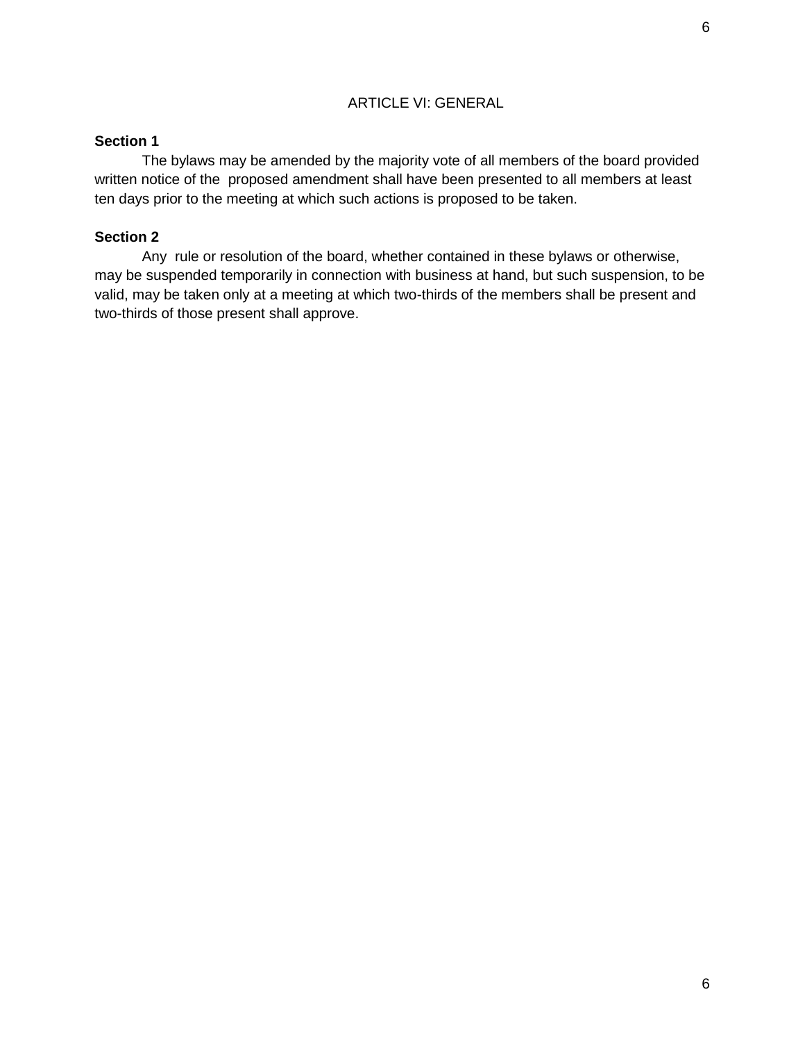## ARTICLE VI: GENERAL

**Section 1**

The bylaws may be amended by the majority vote of all members of the board provided written notice of the proposed amendment shall have been presented to all members at least ten days prior to the meeting at which such actions is proposed to be taken.

**Section 2**

Any rule or resolution of the board, whether contained in these bylaws or otherwise, may be suspended temporarily in connection with business at hand, but such suspension, to be valid, may be taken only at a meeting at which two-thirds of the members shall be present and two-thirds of those present shall approve.